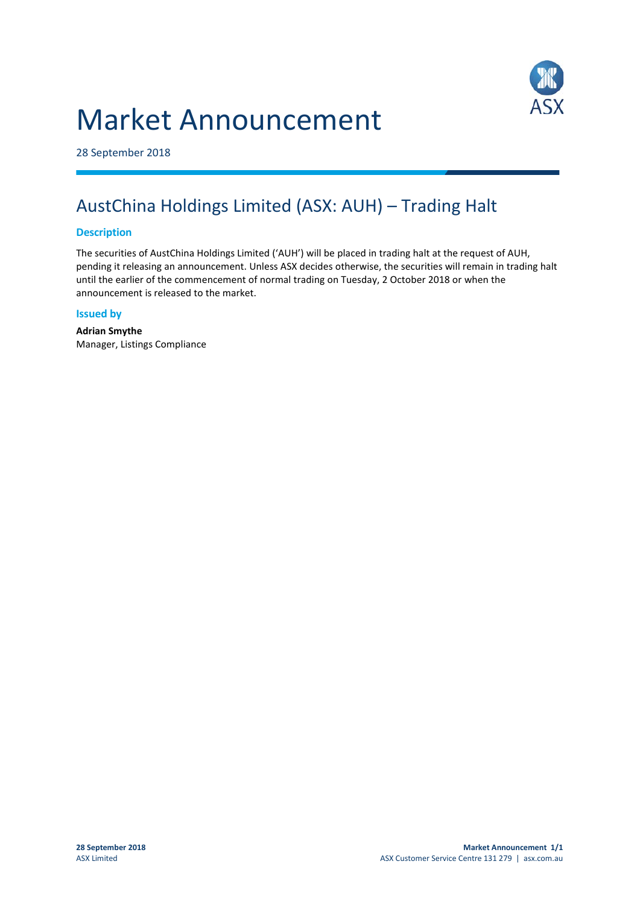# Market Announcement

28 September 2018

## AustChina Holdings Limited (ASX: AUH) – Trading Halt

### Description

The securities of AustChina Holdings Limited ('AUH') will be placed in trading halt at the request of AUH, pending it releasing an announcement. Unless ASX decides otherwise, the securities will remain in trading halt until the earlier of the commencement of normal trading on Tuesday, 2 October 2018 or when the announcement is released to the market.

### Issued by

**Adrian Smythe**
Manager, Listings Compliance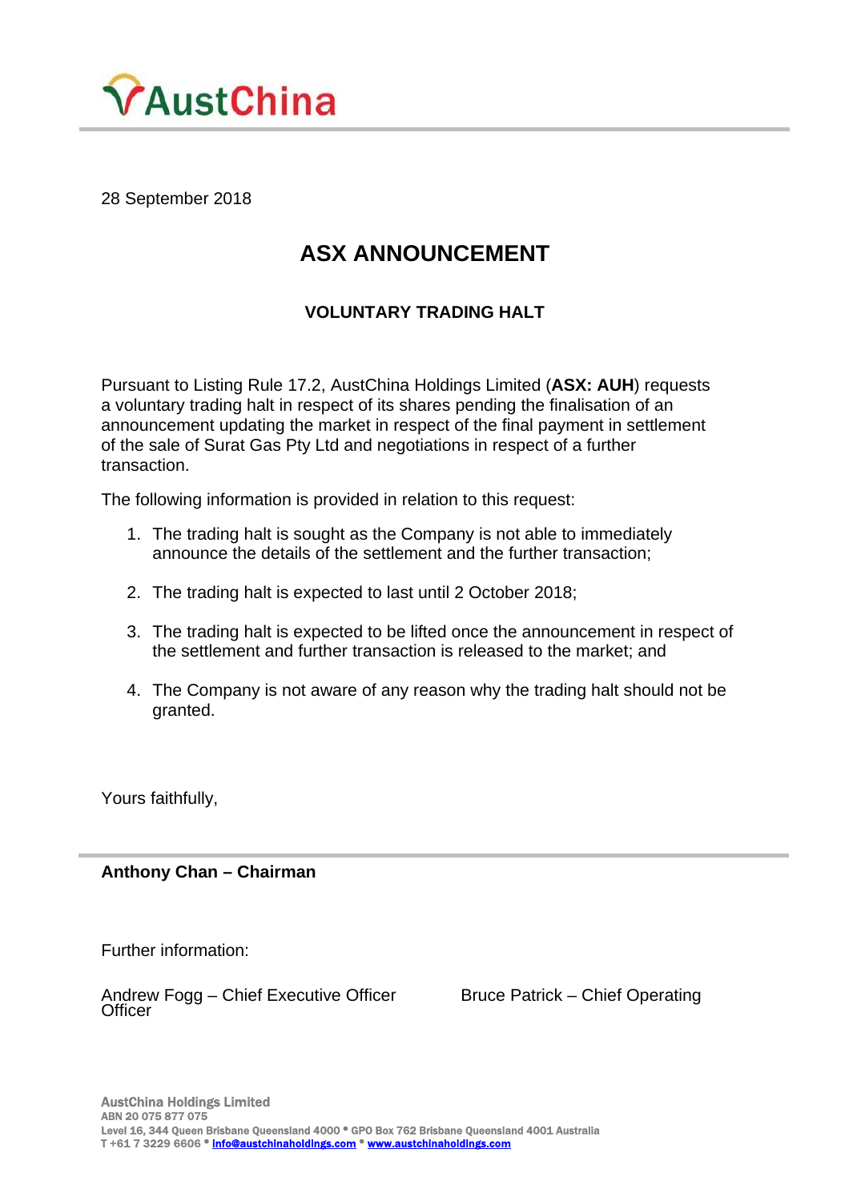28 September 2018

# ASX ANNOUNCEMENT

## VOLUNTARY TRADING HALT

Pursuant to Listing Rule 17.2, AustChina Holdings Limited (**ASX: AUH**) requests a voluntary trading halt in respect of its shares pending the finalisation of an announcement updating the market in respect of the final payment in settlement of the sale of Surat Gas Pty Ltd and negotiations in respect of a further transaction.

The following information is provided in relation to this request:

1. The trading halt is sought as the Company is not able to immediately announce the details of the settlement and the further transaction;
2. The trading halt is expected to last until 2 October 2018;
3. The trading halt is expected to be lifted once the announcement in respect of the settlement and further transaction is released to the market; and
4. The Company is not aware of any reason why the trading halt should not be granted.

Yours faithfully,

**Anthony Chan – Chairman**

Further information:

Andrew Fogg – Chief Executive Officer

Bruce Patrick – Chief Operating Officer

**AustChina Holdings Limited**
ABN 20 075 877 075
Level 16, 344 Queen Brisbane Queensland 4000 • GPO Box 762 Brisbane Queensland 4001 Australia
T +61 7 3229 6606 • info@austchinaholdings.com • www.austchinaholdings.com